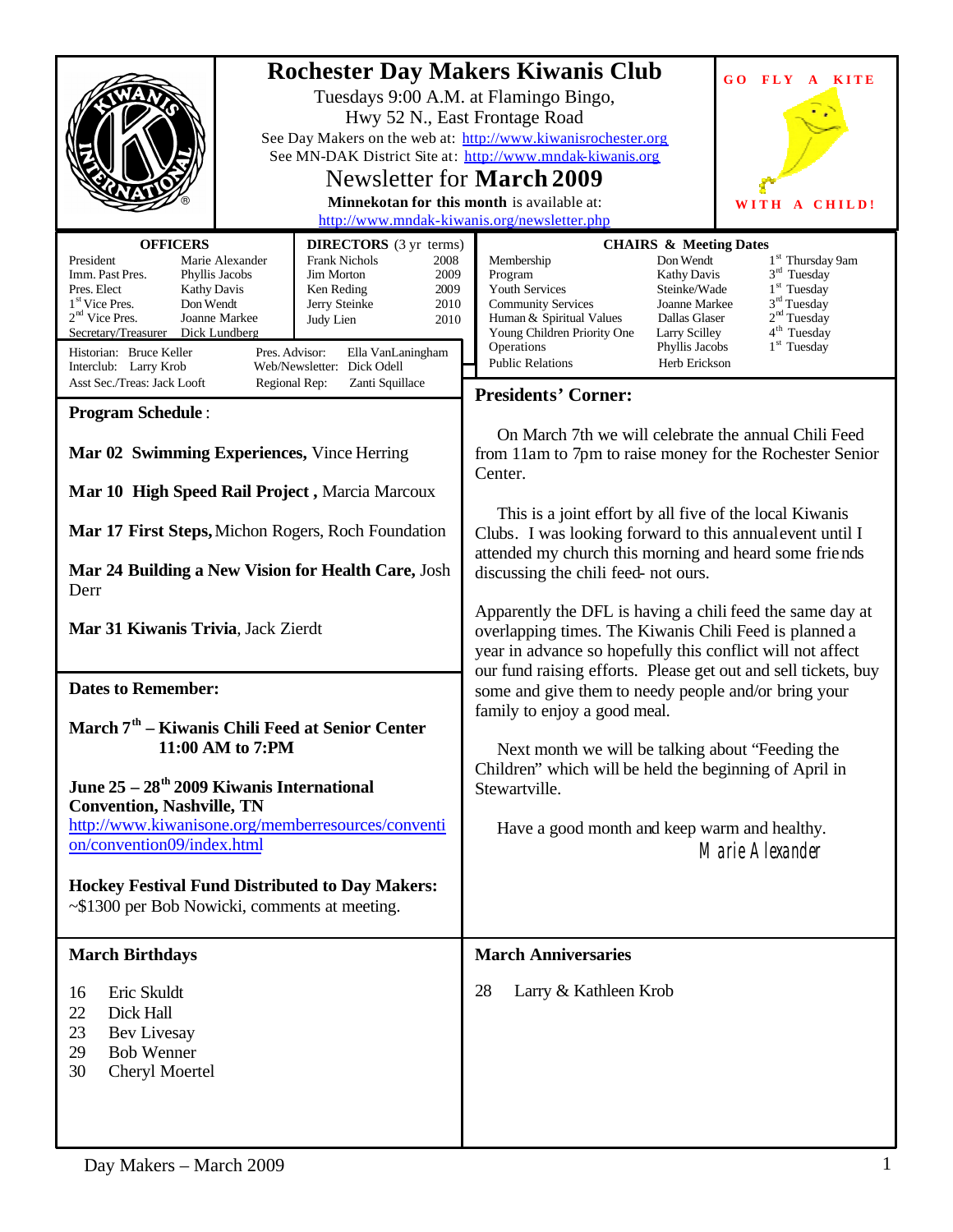# Rochester Day Makers Kiwanis Club

Tuesdays 9:00 A.M. at Flamingo Bingo,
Hwy 52 N., East Frontage Road
See Day Makers on the web at: http://www.kiwanisrochester.org
See MN-DAK District Site at: http://www.mndak-kiwanis.org

## Newsletter for **March 2009**

**Minnekotan for this month** is available at:
http://www.mndak-kiwanis.org/newsletter.php

GO FLY A KITE WITH A CHILD!

| OFFICERS | |
|---|---|
| President | Marie Alexander |
| Imm. Past Pres. | Phyllis Jacobs |
| Pres. Elect | Kathy Davis |
| 1st Vice Pres. | Don Wendt |
| 2nd Vice Pres. | Joanne Markee |
| Secretary/Treasurer | Dick Lundberg |

| DIRECTORS (3 yr terms) | |
|---|---|
| Frank Nichols | 2008 |
| Jim Morton | 2009 |
| Ken Reding | 2009 |
| Jerry Steinke | 2010 |
| Judy Lien | 2010 |

Historian: Bruce Keller
Interclub: Larry Krob
Asst Sec./Treas: Jack Looft
Pres. Advisor: Ella VanLaningham
Web/Newsletter: Dick Odell
Regional Rep: Zanti Squillace

| CHAIRS & Meeting Dates | | |
|---|---|---|
| Membership | Don Wendt | 1st Thursday 9am |
| Program | Kathy Davis | 3rd Tuesday |
| Youth Services | Steinke/Wade | 1st Tuesday |
| Community Services | Joanne Markee | 3rd Tuesday |
| Human & Spiritual Values | Dallas Glaser | 2nd Tuesday |
| Young Children Priority One | Larry Scilley | 4th Tuesday |
| Operations | Phyllis Jacobs | 1st Tuesday |
| Public Relations | Herb Erickson | |

### Program Schedule:

**Mar 02 Swimming Experiences,** Vince Herring

**Mar 10 High Speed Rail Project ,** Marcia Marcoux

**Mar 17 First Steps,** Michon Rogers, Roch Foundation

**Mar 24 Building a New Vision for Health Care,** Josh Derr

**Mar 31 Kiwanis Trivia**, Jack Zierdt

### Dates to Remember:

**March 7th – Kiwanis Chili Feed at Senior Center 11:00 AM to 7:PM**

**June 25 – 28th 2009 Kiwanis International Convention, Nashville, TN**
http://www.kiwanisone.org/memberresources/convention/convention09/index.html

**Hockey Festival Fund Distributed to Day Makers:**
~$1300 per Bob Nowicki, comments at meeting.

### Presidents' Corner:

On March 7th we will celebrate the annual Chili Feed from 11am to 7pm to raise money for the Rochester Senior Center.

This is a joint effort by all five of the local Kiwanis Clubs. I was looking forward to this annual event until I attended my church this morning and heard some friends discussing the chili feed- not ours.

Apparently the DFL is having a chili feed the same day at overlapping times. The Kiwanis Chili Feed is planned a year in advance so hopefully this conflict will not affect our fund raising efforts. Please get out and sell tickets, buy some and give them to needy people and/or bring your family to enjoy a good meal.

Next month we will be talking about "Feeding the Children" which will be held the beginning of April in Stewartville.

Have a good month and keep warm and healthy.

Marie Alexander

### March Birthdays

- 16 Eric Skuldt
- 22 Dick Hall
- 23 Bev Livesay
- 29 Bob Wenner
- 30 Cheryl Moertel

### March Anniversaries

- 28 Larry & Kathleen Krob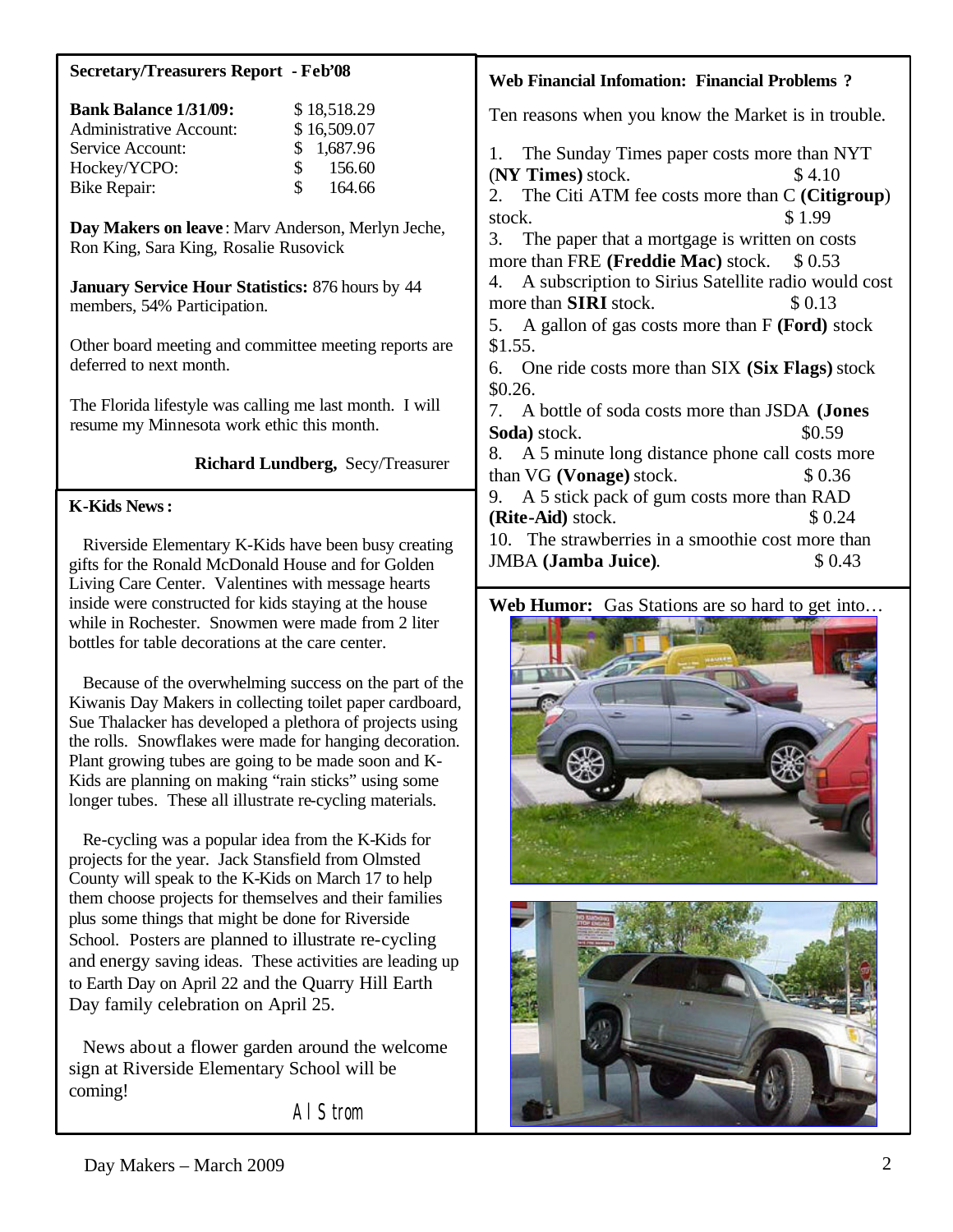## Secretary/Treasurers Report - Feb'08

| **Bank Balance 1/31/09:** | $ 18,518.29 |
|---|---|
| Administrative Account: | $ 16,509.07 |
| Service Account: | $ 1,687.96 |
| Hockey/YCPO: | $ 156.60 |
| Bike Repair: | $ 164.66 |

**Day Makers on leave**: Marv Anderson, Merlyn Jeche, Ron King, Sara King, Rosalie Rusovick

**January Service Hour Statistics:** 876 hours by 44 members, 54% Participation.

Other board meeting and committee meeting reports are deferred to next month.

The Florida lifestyle was calling me last month. I will resume my Minnesota work ethic this month.

**Richard Lundberg,** Secy/Treasurer

## K-Kids News:

Riverside Elementary K-Kids have been busy creating gifts for the Ronald McDonald House and for Golden Living Care Center. Valentines with message hearts inside were constructed for kids staying at the house while in Rochester. Snowmen were made from 2 liter bottles for table decorations at the care center.

Because of the overwhelming success on the part of the Kiwanis Day Makers in collecting toilet paper cardboard, Sue Thalacker has developed a plethora of projects using the rolls. Snowflakes were made for hanging decoration. Plant growing tubes are going to be made soon and K-Kids are planning on making "rain sticks" using some longer tubes. These all illustrate re-cycling materials.

Re-cycling was a popular idea from the K-Kids for projects for the year. Jack Stansfield from Olmsted County will speak to the K-Kids on March 17 to help them choose projects for themselves and their families plus some things that might be done for Riverside School. Posters are planned to illustrate re-cycling and energy saving ideas. These activities are leading up to Earth Day on April 22 and the Quarry Hill Earth Day family celebration on April 25.

News about a flower garden around the welcome sign at Riverside Elementary School will be coming!

Al Strom

## Web Financial Infomation: Financial Problems ?

Ten reasons when you know the Market is in trouble.

1. The Sunday Times paper costs more than NYT (**NY Times**) stock. $ 4.10
2. The Citi ATM fee costs more than C (**Citigroup**) stock. $ 1.99
3. The paper that a mortgage is written on costs more than FRE (**Freddie Mac**) stock. $ 0.53
4. A subscription to Sirius Satellite radio would cost more than **SIRI** stock. $ 0.13
5. A gallon of gas costs more than F (**Ford**) stock $1.55.
6. One ride costs more than SIX (**Six Flags**) stock $0.26.
7. A bottle of soda costs more than JSDA (**Jones Soda**) stock. $0.59
8. A 5 minute long distance phone call costs more than VG (**Vonage**) stock. $ 0.36
9. A 5 stick pack of gum costs more than RAD (**Rite-Aid**) stock. $ 0.24
10. The strawberries in a smoothie cost more than JMBA (**Jamba Juice**). $ 0.43

**Web Humor:** Gas Stations are so hard to get into…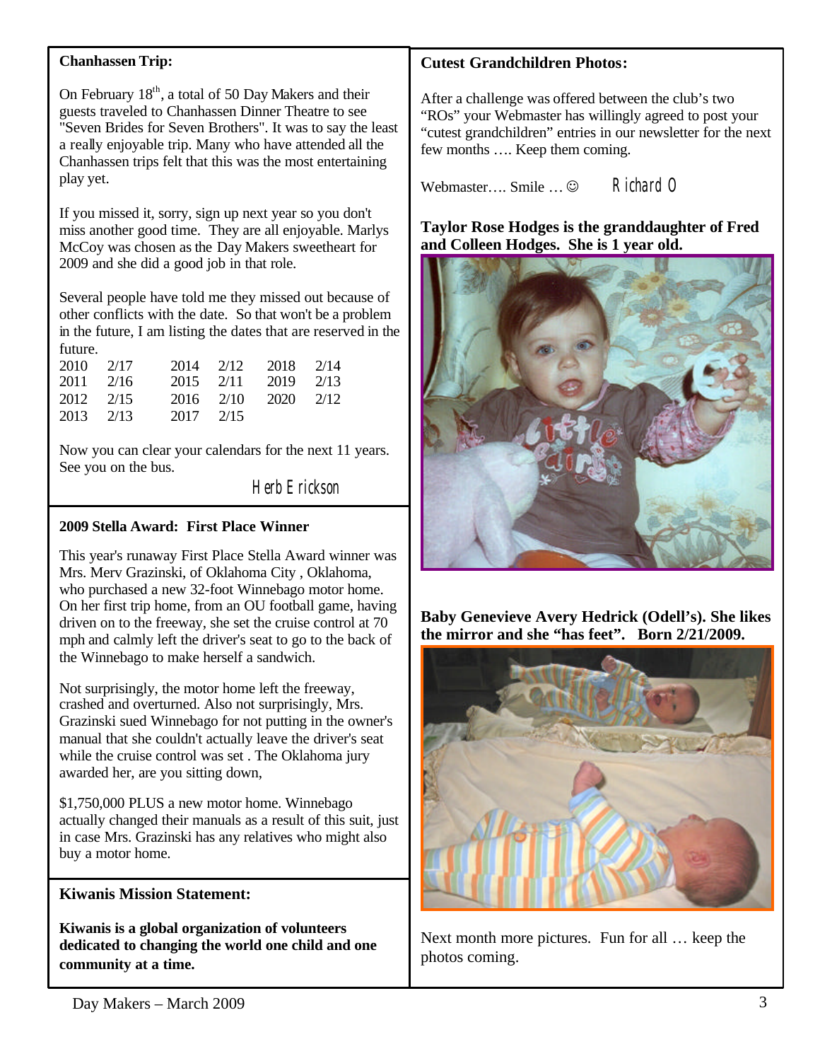## Chanhassen Trip:

On February 18th, a total of 50 Day Makers and their guests traveled to Chanhassen Dinner Theatre to see "Seven Brides for Seven Brothers". It was to say the least a really enjoyable trip. Many who have attended all the Chanhassen trips felt that this was the most entertaining play yet.

If you missed it, sorry, sign up next year so you don't miss another good time. They are all enjoyable. Marlys McCoy was chosen as the Day Makers sweetheart for 2009 and she did a good job in that role.

Several people have told me they missed out because of other conflicts with the date. So that won't be a problem in the future, I am listing the dates that are reserved in the future.

| | | | | | |
|---|---|---|---|---|---|
| 2010 | 2/17 | 2014 | 2/12 | 2018 | 2/14 |
| 2011 | 2/16 | 2015 | 2/11 | 2019 | 2/13 |
| 2012 | 2/15 | 2016 | 2/10 | 2020 | 2/12 |
| 2013 | 2/13 | 2017 | 2/15 | | |

Now you can clear your calendars for the next 11 years. See you on the bus.

Herb Erickson

## 2009 Stella Award: First Place Winner

This year's runaway First Place Stella Award winner was Mrs. Merv Grazinski, of Oklahoma City , Oklahoma, who purchased a new 32-foot Winnebago motor home. On her first trip home, from an OU football game, having driven on to the freeway, she set the cruise control at 70 mph and calmly left the driver's seat to go to the back of the Winnebago to make herself a sandwich.

Not surprisingly, the motor home left the freeway, crashed and overturned. Also not surprisingly, Mrs. Grazinski sued Winnebago for not putting in the owner's manual that she couldn't actually leave the driver's seat while the cruise control was set . The Oklahoma jury awarded her, are you sitting down,

$1,750,000 PLUS a new motor home. Winnebago actually changed their manuals as a result of this suit, just in case Mrs. Grazinski has any relatives who might also buy a motor home.

## Kiwanis Mission Statement:

**Kiwanis is a global organization of volunteers dedicated to changing the world one child and one community at a time.**

## Cutest Grandchildren Photos:

After a challenge was offered between the club's two "ROs" your Webmaster has willingly agreed to post your "cutest grandchildren" entries in our newsletter for the next few months …. Keep them coming.

Webmaster…. Smile … ☺ Richard O

**Taylor Rose Hodges is the granddaughter of Fred and Colleen Hodges. She is 1 year old.**

**Baby Genevieve Avery Hedrick (Odell's). She likes the mirror and she "has feet". Born 2/21/2009.**

Next month more pictures. Fun for all … keep the photos coming.